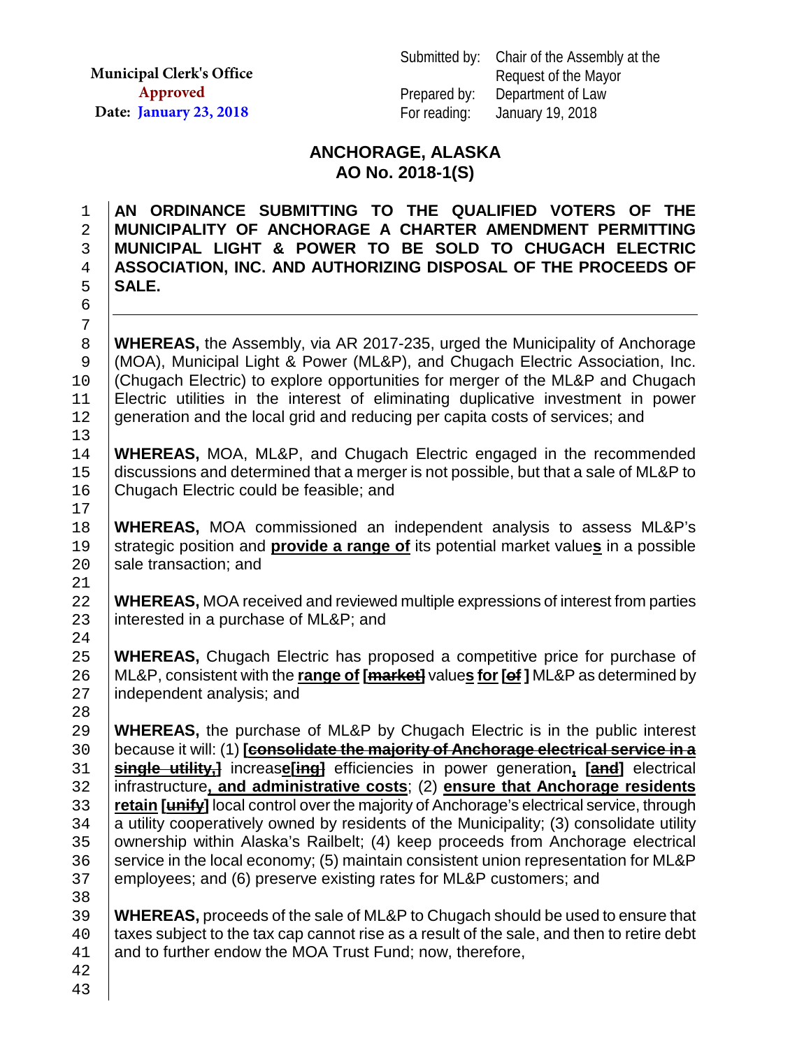Municipal Clerk's Office
Approved
Date: January 23, 2018

Submitted by: Chair of the Assembly at the Request of the Mayor
Prepared by: Department of Law
For reading: January 19, 2018

# ANCHORAGE, ALASKA
## AO No. 2018-1(S)

**AN ORDINANCE SUBMITTING TO THE QUALIFIED VOTERS OF THE MUNICIPALITY OF ANCHORAGE A CHARTER AMENDMENT PERMITTING MUNICIPAL LIGHT & POWER TO BE SOLD TO CHUGACH ELECTRIC ASSOCIATION, INC. AND AUTHORIZING DISPOSAL OF THE PROCEEDS OF SALE.**

---

**WHEREAS,** the Assembly, via AR 2017-235, urged the Municipality of Anchorage (MOA), Municipal Light & Power (ML&P), and Chugach Electric Association, Inc. (Chugach Electric) to explore opportunities for merger of the ML&P and Chugach Electric utilities in the interest of eliminating duplicative investment in power generation and the local grid and reducing per capita costs of services; and

**WHEREAS,** MOA, ML&P, and Chugach Electric engaged in the recommended discussions and determined that a merger is not possible, but that a sale of ML&P to Chugach Electric could be feasible; and

**WHEREAS,** MOA commissioned an independent analysis to assess ML&P's strategic position and **provide a range of** its potential market value**s** in a possible sale transaction; and

**WHEREAS,** MOA received and reviewed multiple expressions of interest from parties interested in a purchase of ML&P; and

**WHEREAS,** Chugach Electric has proposed a competitive price for purchase of ML&P, consistent with the **range of** **[~~market~~]** value**s** **for** **[~~of~~ ]** ML&P as determined by independent analysis; and

**WHEREAS,** the purchase of ML&P by Chugach Electric is in the public interest because it will: (1) **[~~consolidate the majority of Anchorage electrical service in a single utility,~~]** increase**e[~~ing~~]** efficiencies in power generation**,** **[~~and~~]** electrical infrastructure**, and administrative costs**; (2) **ensure that Anchorage residents retain** **[~~unify~~]** local control over the majority of Anchorage's electrical service, through a utility cooperatively owned by residents of the Municipality; (3) consolidate utility ownership within Alaska's Railbelt; (4) keep proceeds from Anchorage electrical service in the local economy; (5) maintain consistent union representation for ML&P employees; and (6) preserve existing rates for ML&P customers; and

**WHEREAS,** proceeds of the sale of ML&P to Chugach should be used to ensure that taxes subject to the tax cap cannot rise as a result of the sale, and then to retire debt and to further endow the MOA Trust Fund; now, therefore,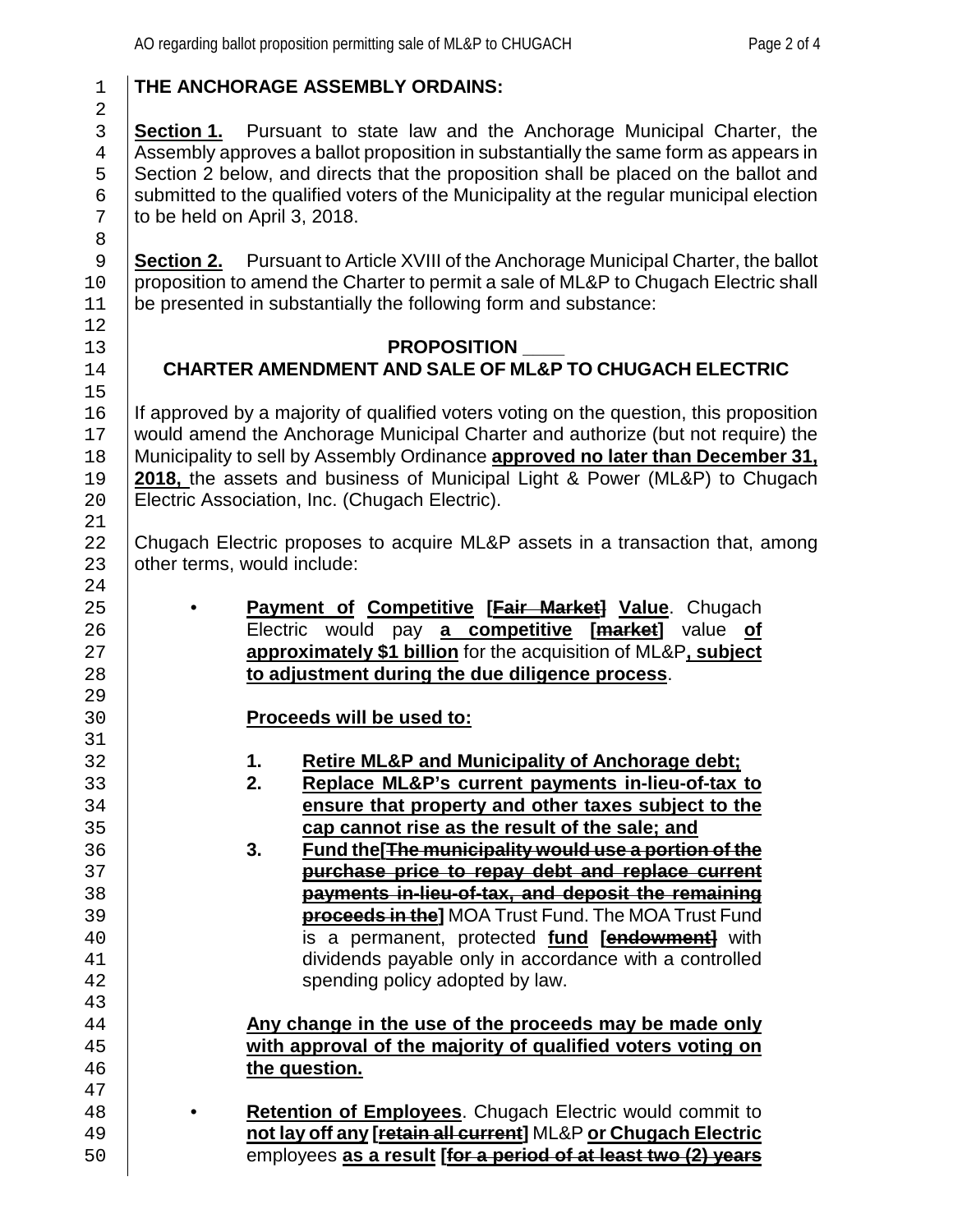**THE ANCHORAGE ASSEMBLY ORDAINS:**

**Section 1.** Pursuant to state law and the Anchorage Municipal Charter, the Assembly approves a ballot proposition in substantially the same form as appears in Section 2 below, and directs that the proposition shall be placed on the ballot and submitted to the qualified voters of the Municipality at the regular municipal election to be held on April 3, 2018.

**Section 2.** Pursuant to Article XVIII of the Anchorage Municipal Charter, the ballot proposition to amend the Charter to permit a sale of ML&P to Chugach Electric shall be presented in substantially the following form and substance:

**PROPOSITION \_\_\_\_**
**CHARTER AMENDMENT AND SALE OF ML&P TO CHUGACH ELECTRIC**

If approved by a majority of qualified voters voting on the question, this proposition would amend the Anchorage Municipal Charter and authorize (but not require) the Municipality to sell by Assembly Ordinance **approved no later than December 31, 2018,** the assets and business of Municipal Light & Power (ML&P) to Chugach Electric Association, Inc. (Chugach Electric).

Chugach Electric proposes to acquire ML&P assets in a transaction that, among other terms, would include:

- **Payment of Competitive [~~Fair Market~~] Value**. Chugach Electric would pay **a competitive [~~market~~]** value **of approximately $1 billion** for the acquisition of ML&P**, subject to adjustment during the due diligence process**.

  **Proceeds will be used to:**

  1. **Retire ML&P and Municipality of Anchorage debt;**
  2. **Replace ML&P's current payments in-lieu-of-tax to ensure that property and other taxes subject to the cap cannot rise as the result of the sale; and**
  3. **Fund the[~~The municipality would use a portion of the purchase price to repay debt and replace current payments in-lieu-of-tax, and deposit the remaining proceeds in the~~]** MOA Trust Fund. The MOA Trust Fund is a permanent, protected **fund [~~endowment~~]** with dividends payable only in accordance with a controlled spending policy adopted by law.

  **Any change in the use of the proceeds may be made only with approval of the majority of qualified voters voting on the question.**

- **Retention of Employees**. Chugach Electric would commit to **not lay off any [~~retain all current~~]** ML&P **or Chugach Electric** employees **as a result [~~for a period of at least two (2) years~~**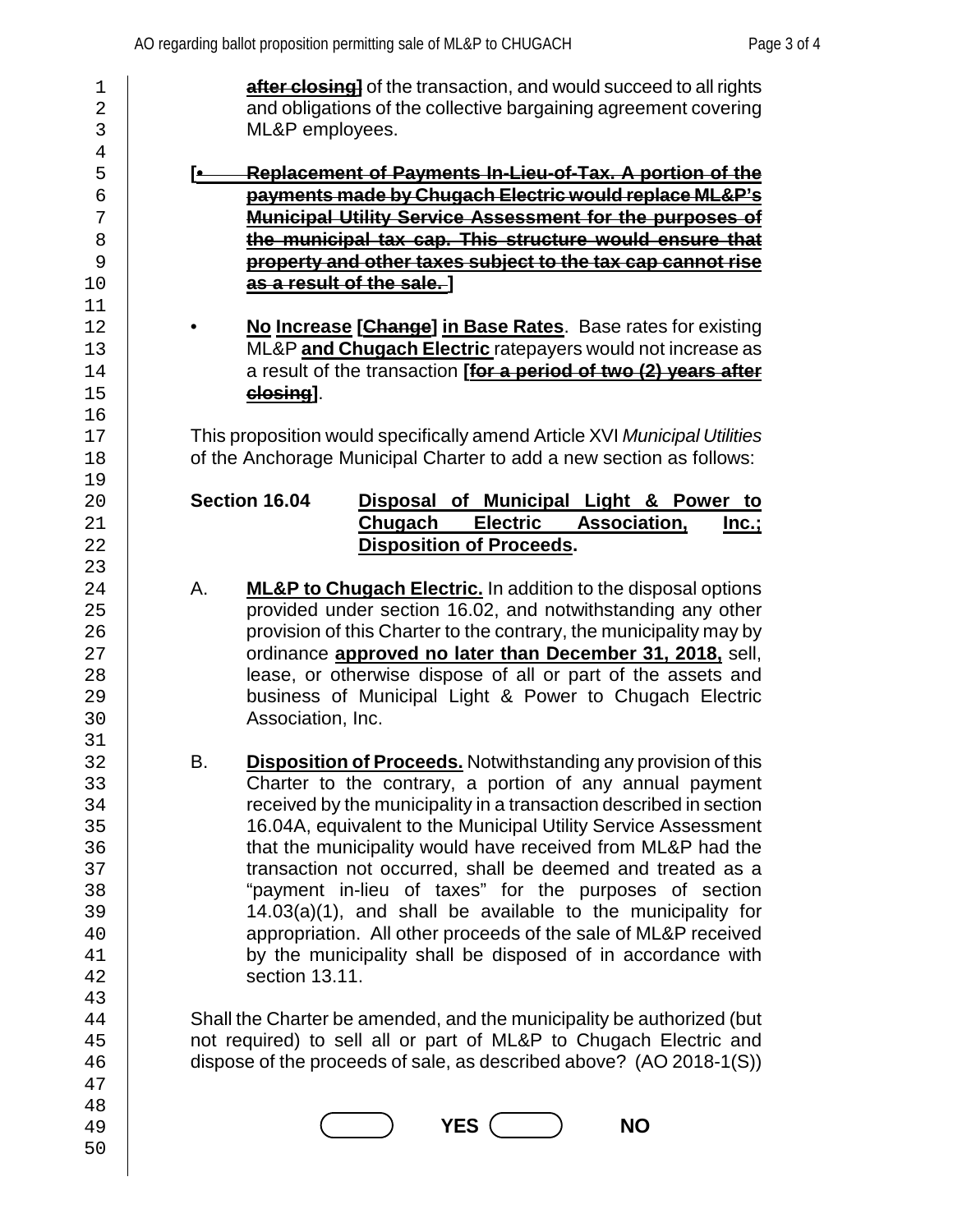**~~after closing~~]** of the transaction, and would succeed to all rights and obligations of the collective bargaining agreement covering ML&P employees.

**[• ~~Replacement of Payments In-Lieu-of-Tax. A portion of the payments made by Chugach Electric would replace ML&P's Municipal Utility Service Assessment for the purposes of the municipal tax cap. This structure would ensure that property and other taxes subject to the tax cap cannot rise as a result of the sale.~~ ]**

- **No Increase [~~Change~~] in Base Rates**. Base rates for existing ML&P **and Chugach Electric** ratepayers would not increase as a result of the transaction **[~~for a period of two (2) years after closing~~]**.

This proposition would specifically amend Article XVI *Municipal Utilities* of the Anchorage Municipal Charter to add a new section as follows:

**Section 16.04 Disposal of Municipal Light & Power to Chugach Electric Association, Inc.; Disposition of Proceeds.**

A. **ML&P to Chugach Electric.** In addition to the disposal options provided under section 16.02, and notwithstanding any other provision of this Charter to the contrary, the municipality may by ordinance **approved no later than December 31, 2018,** sell, lease, or otherwise dispose of all or part of the assets and business of Municipal Light & Power to Chugach Electric Association, Inc.

B. **Disposition of Proceeds.** Notwithstanding any provision of this Charter to the contrary, a portion of any annual payment received by the municipality in a transaction described in section 16.04A, equivalent to the Municipal Utility Service Assessment that the municipality would have received from ML&P had the transaction not occurred, shall be deemed and treated as a "payment in-lieu of taxes" for the purposes of section 14.03(a)(1), and shall be available to the municipality for appropriation. All other proceeds of the sale of ML&P received by the municipality shall be disposed of in accordance with section 13.11.

Shall the Charter be amended, and the municipality be authorized (but not required) to sell all or part of ML&P to Chugach Electric and dispose of the proceeds of sale, as described above? (AO 2018-1(S))

( ) **YES** ( ) **NO**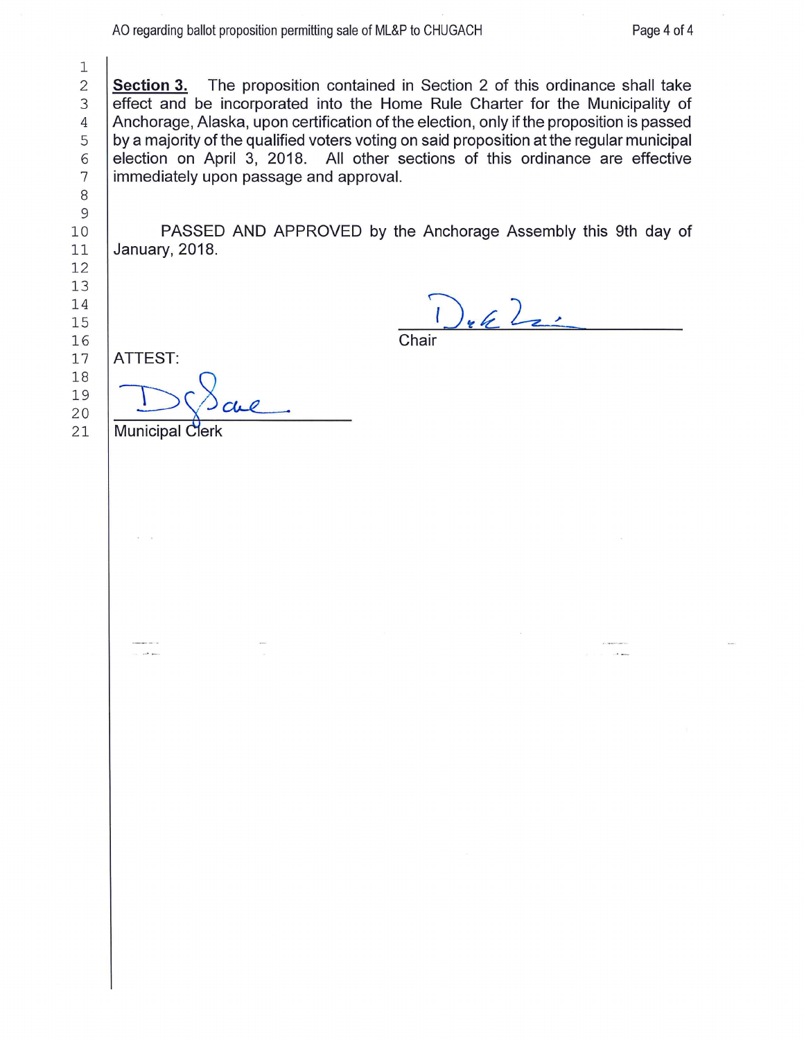**Section 3.** The proposition contained in Section 2 of this ordinance shall take effect and be incorporated into the Home Rule Charter for the Municipality of Anchorage, Alaska, upon certification of the election, only if the proposition is passed by a majority of the qualified voters voting on said proposition at the regular municipal election on April 3, 2018. All other sections of this ordinance are effective immediately upon passage and approval.

PASSED AND APPROVED by the Anchorage Assembly this 9th day of January, 2018.

Chair

ATTEST:

Municipal Clerk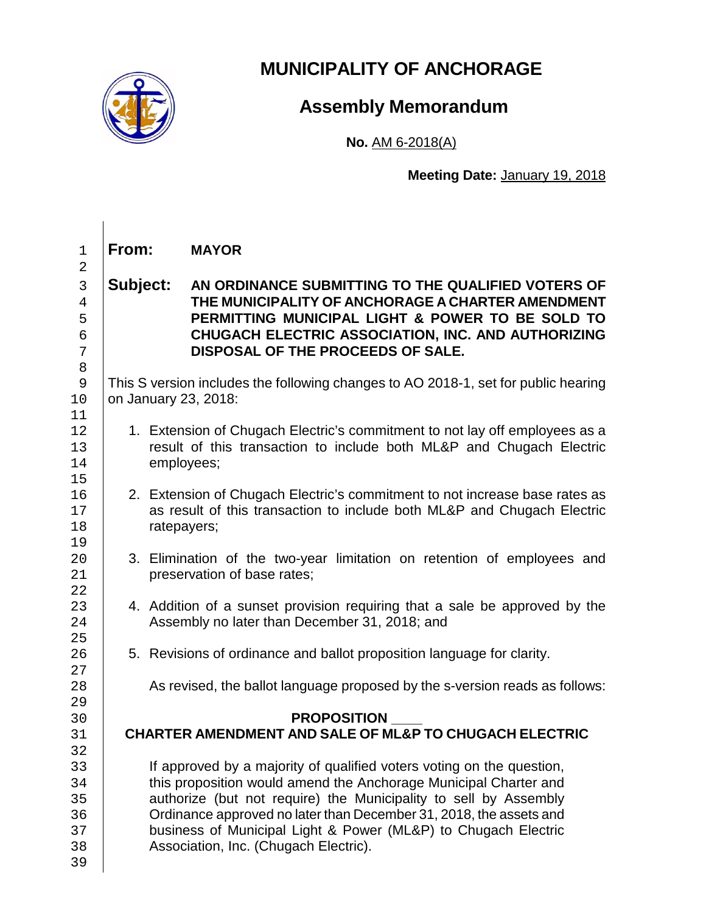# MUNICIPALITY OF ANCHORAGE

## Assembly Memorandum

**No.** AM 6-2018(A)

**Meeting Date:** January 19, 2018

**From:** **MAYOR**

**Subject:** **AN ORDINANCE SUBMITTING TO THE QUALIFIED VOTERS OF THE MUNICIPALITY OF ANCHORAGE A CHARTER AMENDMENT PERMITTING MUNICIPAL LIGHT & POWER TO BE SOLD TO CHUGACH ELECTRIC ASSOCIATION, INC. AND AUTHORIZING DISPOSAL OF THE PROCEEDS OF SALE.**

This S version includes the following changes to AO 2018-1, set for public hearing on January 23, 2018:

1. Extension of Chugach Electric's commitment to not lay off employees as a result of this transaction to include both ML&P and Chugach Electric employees;
2. Extension of Chugach Electric's commitment to not increase base rates as as result of this transaction to include both ML&P and Chugach Electric ratepayers;
3. Elimination of the two-year limitation on retention of employees and preservation of base rates;
4. Addition of a sunset provision requiring that a sale be approved by the Assembly no later than December 31, 2018; and
5. Revisions of ordinance and ballot proposition language for clarity.

As revised, the ballot language proposed by the s-version reads as follows:

**PROPOSITION \_\_\_\_**
**CHARTER AMENDMENT AND SALE OF ML&P TO CHUGACH ELECTRIC**

If approved by a majority of qualified voters voting on the question, this proposition would amend the Anchorage Municipal Charter and authorize (but not require) the Municipality to sell by Assembly Ordinance approved no later than December 31, 2018, the assets and business of Municipal Light & Power (ML&P) to Chugach Electric Association, Inc. (Chugach Electric).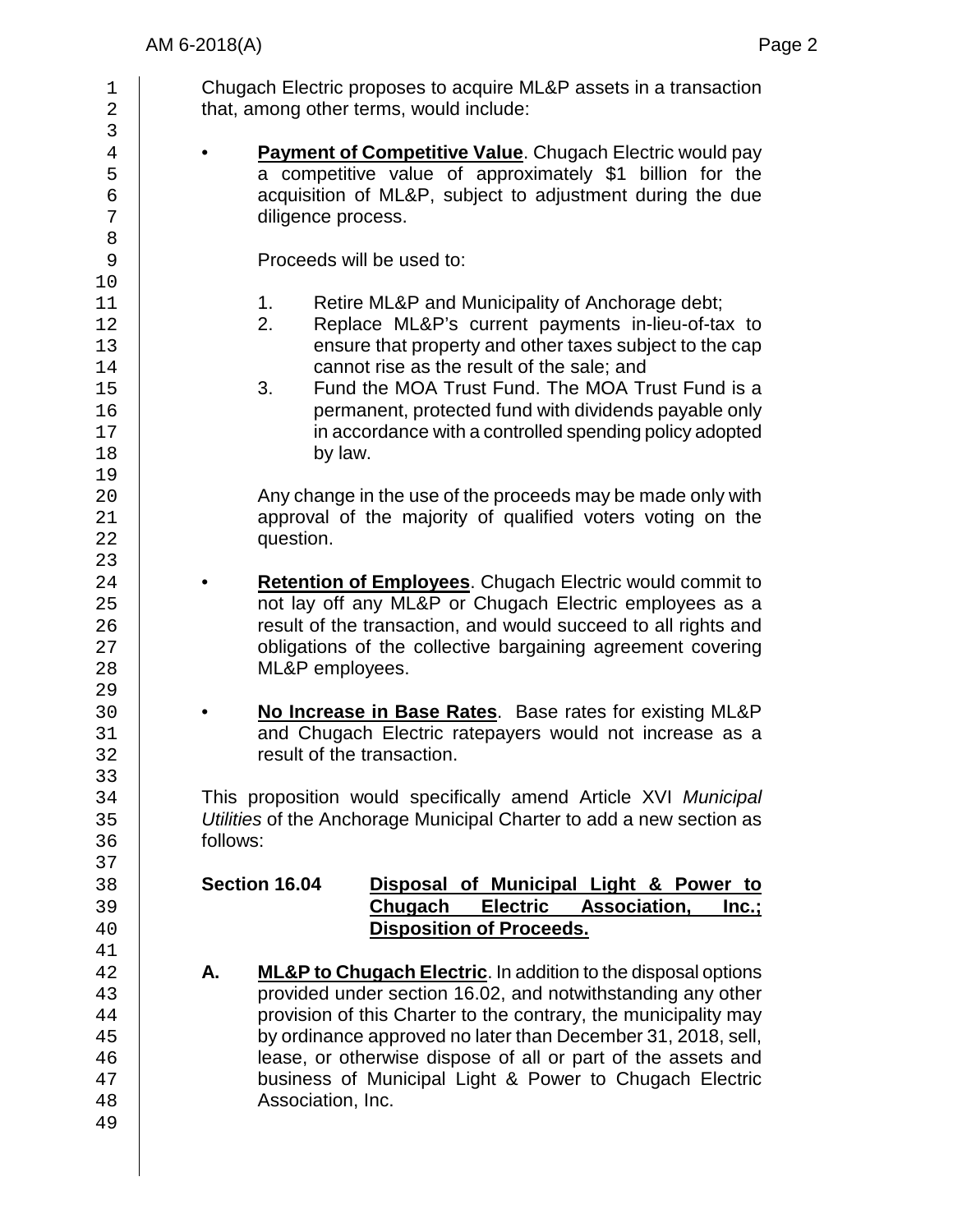Chugach Electric proposes to acquire ML&P assets in a transaction that, among other terms, would include:

- **Payment of Competitive Value**. Chugach Electric would pay a competitive value of approximately $1 billion for the acquisition of ML&P, subject to adjustment during the due diligence process.

  Proceeds will be used to:

  1. Retire ML&P and Municipality of Anchorage debt;
  2. Replace ML&P's current payments in-lieu-of-tax to ensure that property and other taxes subject to the cap cannot rise as the result of the sale; and
  3. Fund the MOA Trust Fund. The MOA Trust Fund is a permanent, protected fund with dividends payable only in accordance with a controlled spending policy adopted by law.

  Any change in the use of the proceeds may be made only with approval of the majority of qualified voters voting on the question.

- **Retention of Employees**. Chugach Electric would commit to not lay off any ML&P or Chugach Electric employees as a result of the transaction, and would succeed to all rights and obligations of the collective bargaining agreement covering ML&P employees.

- **No Increase in Base Rates**. Base rates for existing ML&P and Chugach Electric ratepayers would not increase as a result of the transaction.

This proposition would specifically amend Article XVI *Municipal Utilities* of the Anchorage Municipal Charter to add a new section as follows:

**Section 16.04** **Disposal of Municipal Light & Power to Chugach Electric Association, Inc.; Disposition of Proceeds.**

**A.** **ML&P to Chugach Electric**. In addition to the disposal options provided under section 16.02, and notwithstanding any other provision of this Charter to the contrary, the municipality may by ordinance approved no later than December 31, 2018, sell, lease, or otherwise dispose of all or part of the assets and business of Municipal Light & Power to Chugach Electric Association, Inc.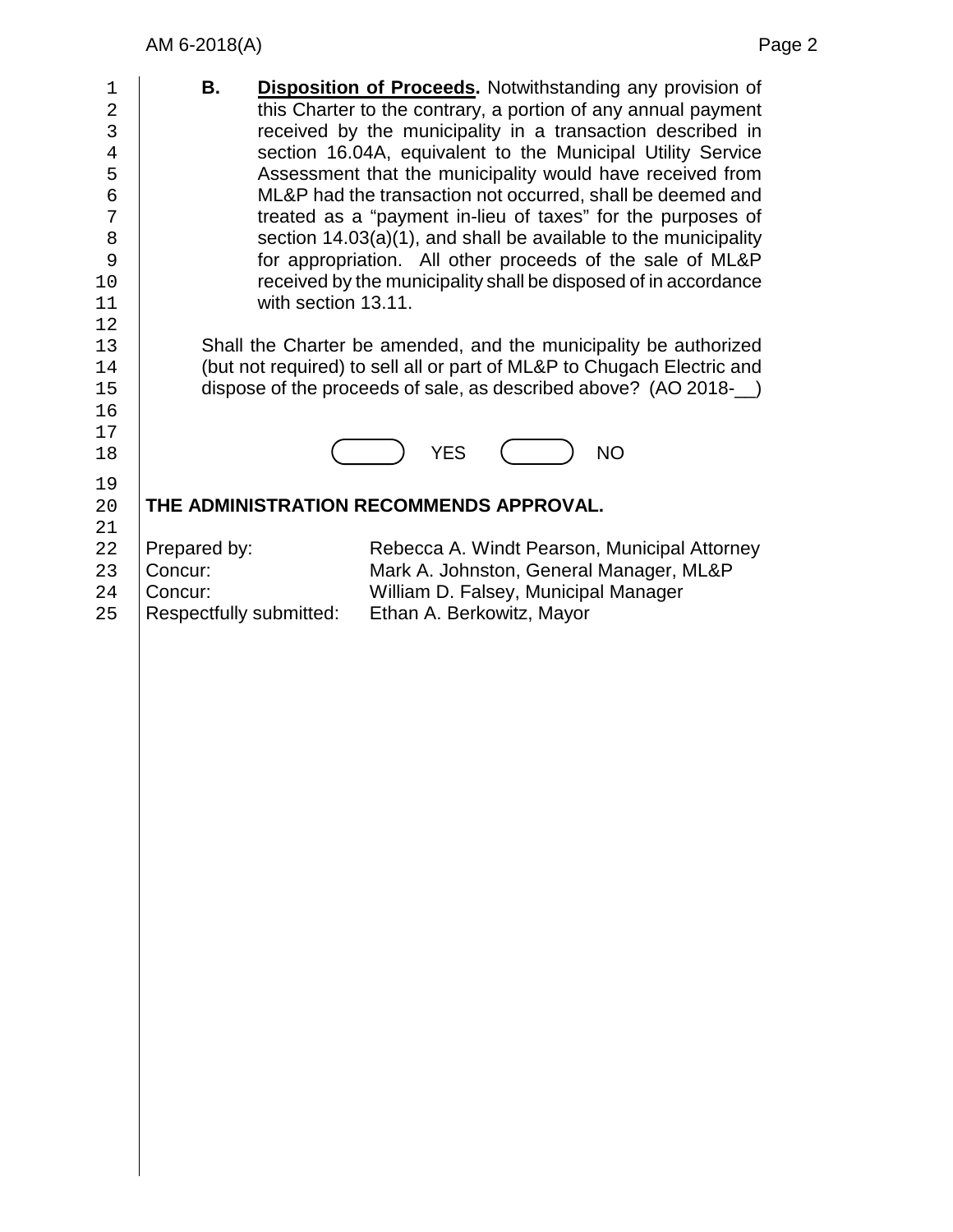**B. Disposition of Proceeds.** Notwithstanding any provision of this Charter to the contrary, a portion of any annual payment received by the municipality in a transaction described in section 16.04A, equivalent to the Municipal Utility Service Assessment that the municipality would have received from ML&P had the transaction not occurred, shall be deemed and treated as a "payment in-lieu of taxes" for the purposes of section 14.03(a)(1), and shall be available to the municipality for appropriation. All other proceeds of the sale of ML&P received by the municipality shall be disposed of in accordance with section 13.11.

Shall the Charter be amended, and the municipality be authorized (but not required) to sell all or part of ML&P to Chugach Electric and dispose of the proceeds of sale, as described above? (AO 2018-__)

( ) YES ( ) NO

**THE ADMINISTRATION RECOMMENDS APPROVAL.**

| | |
|---|---|
| Prepared by: | Rebecca A. Windt Pearson, Municipal Attorney |
| Concur: | Mark A. Johnston, General Manager, ML&P |
| Concur: | William D. Falsey, Municipal Manager |
| Respectfully submitted: | Ethan A. Berkowitz, Mayor |